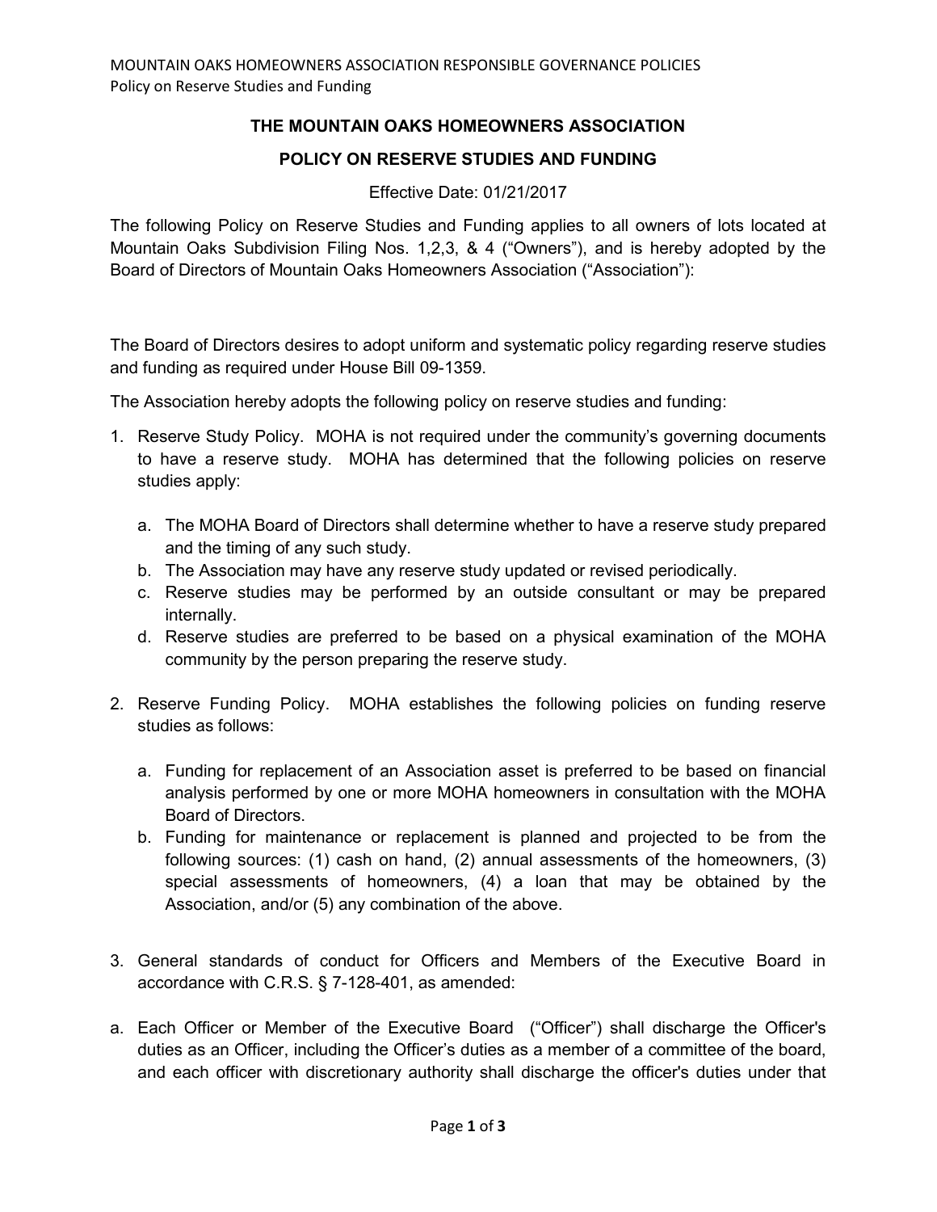# THE MOUNTAIN OAKS HOMEOWNERS ASSOCIATION

## POLICY ON RESERVE STUDIES AND FUNDING

Effective Date: 01/21/2017

The following Policy on Reserve Studies and Funding applies to all owners of lots located at Mountain Oaks Subdivision Filing Nos. 1,2,3, & 4 ("Owners"), and is hereby adopted by the Board of Directors of Mountain Oaks Homeowners Association ("Association"):

The Board of Directors desires to adopt uniform and systematic policy regarding reserve studies and funding as required under House Bill 09-1359.

The Association hereby adopts the following policy on reserve studies and funding:

1. Reserve Study Policy. MOHA is not required under the community's governing documents to have a reserve study. MOHA has determined that the following policies on reserve studies apply:

   a. The MOHA Board of Directors shall determine whether to have a reserve study prepared and the timing of any such study.
   b. The Association may have any reserve study updated or revised periodically.
   c. Reserve studies may be performed by an outside consultant or may be prepared internally.
   d. Reserve studies are preferred to be based on a physical examination of the MOHA community by the person preparing the reserve study.

2. Reserve Funding Policy. MOHA establishes the following policies on funding reserve studies as follows:

   a. Funding for replacement of an Association asset is preferred to be based on financial analysis performed by one or more MOHA homeowners in consultation with the MOHA Board of Directors.
   b. Funding for maintenance or replacement is planned and projected to be from the following sources: (1) cash on hand, (2) annual assessments of the homeowners, (3) special assessments of homeowners, (4) a loan that may be obtained by the Association, and/or (5) any combination of the above.

3. General standards of conduct for Officers and Members of the Executive Board in accordance with C.R.S. § 7-128-401, as amended:

a. Each Officer or Member of the Executive Board ("Officer") shall discharge the Officer's duties as an Officer, including the Officer's duties as a member of a committee of the board, and each officer with discretionary authority shall discharge the officer's duties under that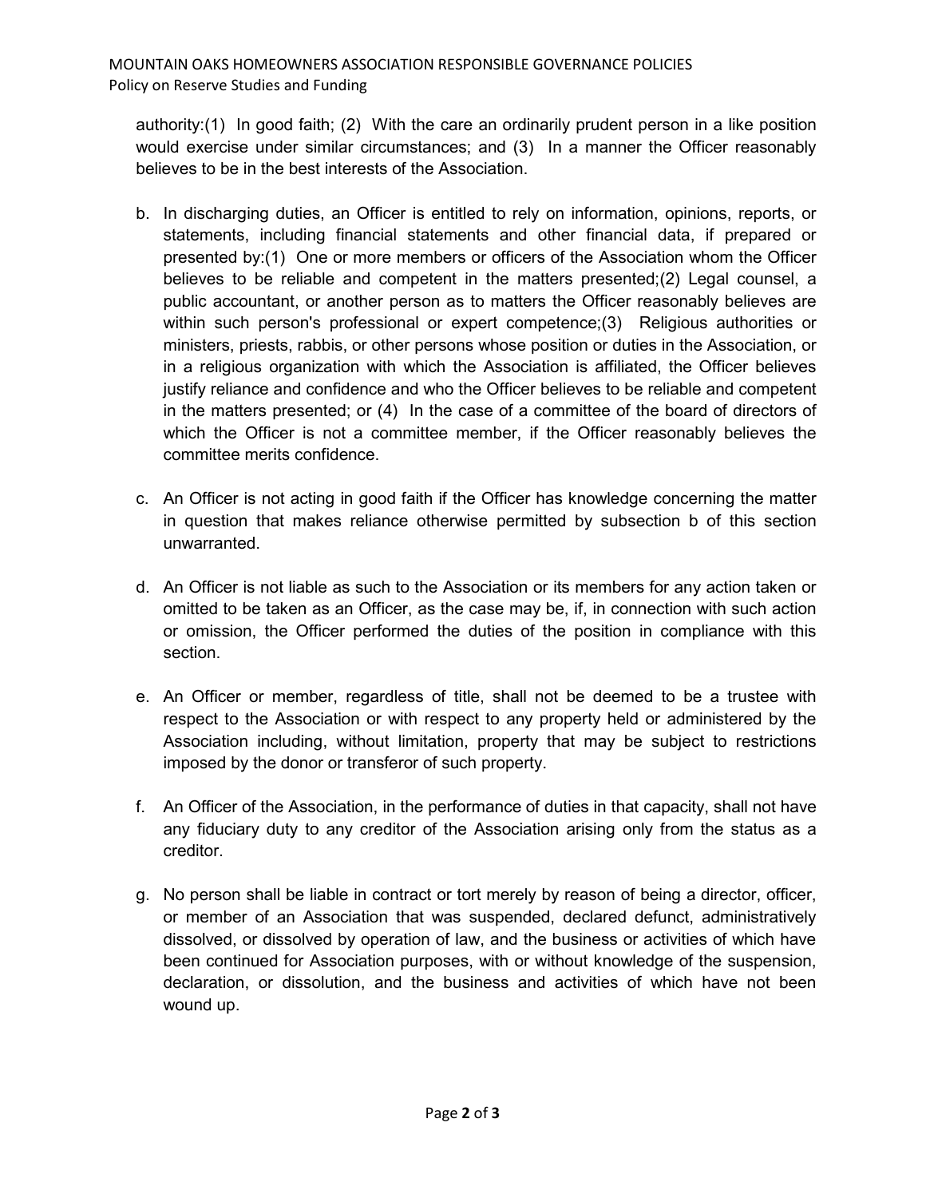authority:(1) In good faith; (2) With the care an ordinarily prudent person in a like position would exercise under similar circumstances; and (3) In a manner the Officer reasonably believes to be in the best interests of the Association.

b. In discharging duties, an Officer is entitled to rely on information, opinions, reports, or statements, including financial statements and other financial data, if prepared or presented by:(1) One or more members or officers of the Association whom the Officer believes to be reliable and competent in the matters presented;(2) Legal counsel, a public accountant, or another person as to matters the Officer reasonably believes are within such person's professional or expert competence;(3) Religious authorities or ministers, priests, rabbis, or other persons whose position or duties in the Association, or in a religious organization with which the Association is affiliated, the Officer believes justify reliance and confidence and who the Officer believes to be reliable and competent in the matters presented; or (4) In the case of a committee of the board of directors of which the Officer is not a committee member, if the Officer reasonably believes the committee merits confidence.

c. An Officer is not acting in good faith if the Officer has knowledge concerning the matter in question that makes reliance otherwise permitted by subsection b of this section unwarranted.

d. An Officer is not liable as such to the Association or its members for any action taken or omitted to be taken as an Officer, as the case may be, if, in connection with such action or omission, the Officer performed the duties of the position in compliance with this section.

e. An Officer or member, regardless of title, shall not be deemed to be a trustee with respect to the Association or with respect to any property held or administered by the Association including, without limitation, property that may be subject to restrictions imposed by the donor or transferor of such property.

f. An Officer of the Association, in the performance of duties in that capacity, shall not have any fiduciary duty to any creditor of the Association arising only from the status as a creditor.

g. No person shall be liable in contract or tort merely by reason of being a director, officer, or member of an Association that was suspended, declared defunct, administratively dissolved, or dissolved by operation of law, and the business or activities of which have been continued for Association purposes, with or without knowledge of the suspension, declaration, or dissolution, and the business and activities of which have not been wound up.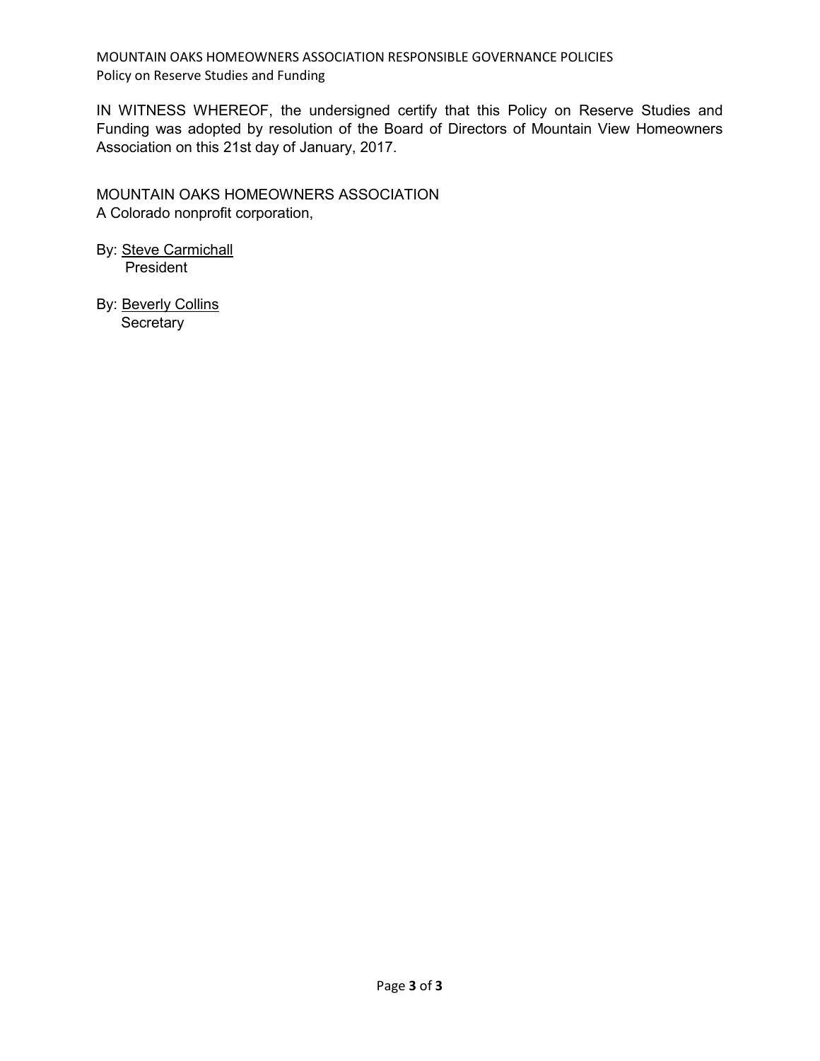IN WITNESS WHEREOF, the undersigned certify that this Policy on Reserve Studies and Funding was adopted by resolution of the Board of Directors of Mountain View Homeowners Association on this 21st day of January, 2017.

MOUNTAIN OAKS HOMEOWNERS ASSOCIATION
A Colorado nonprofit corporation,

By: Steve Carmichall
President

By: Beverly Collins
Secretary